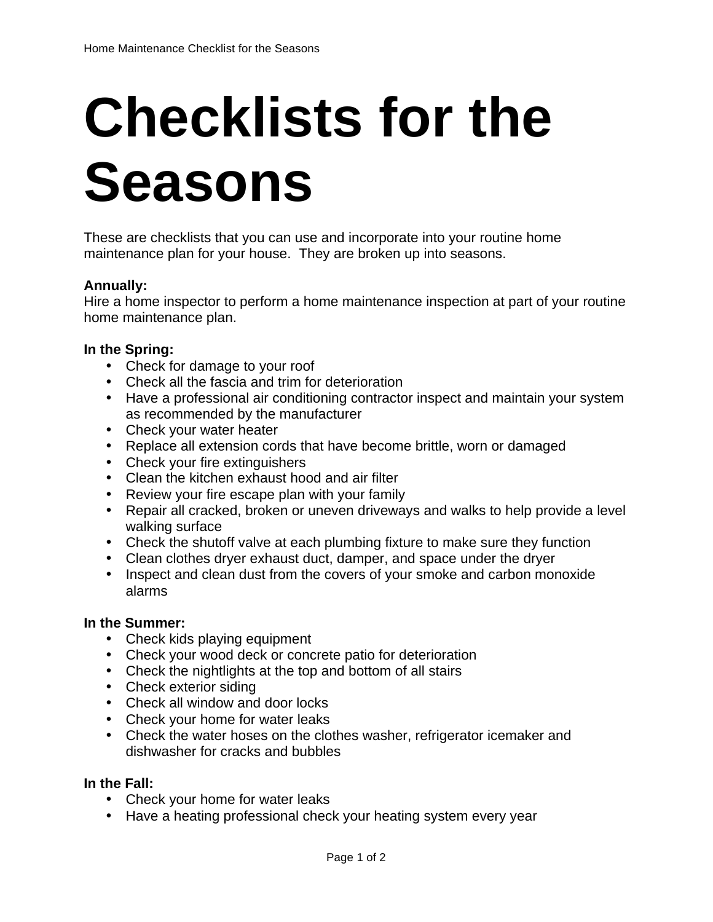# Checklists for the Seasons

These are checklists that you can use and incorporate into your routine home maintenance plan for your house.  They are broken up into seasons.

**Annually:**
Hire a home inspector to perform a home maintenance inspection at part of your routine home maintenance plan.

**In the Spring:**

- Check for damage to your roof
- Check all the fascia and trim for deterioration
- Have a professional air conditioning contractor inspect and maintain your system as recommended by the manufacturer
- Check your water heater
- Replace all extension cords that have become brittle, worn or damaged
- Check your fire extinguishers
- Clean the kitchen exhaust hood and air filter
- Review your fire escape plan with your family
- Repair all cracked, broken or uneven driveways and walks to help provide a level walking surface
- Check the shutoff valve at each plumbing fixture to make sure they function
- Clean clothes dryer exhaust duct, damper, and space under the dryer
- Inspect and clean dust from the covers of your smoke and carbon monoxide alarms

**In the Summer:**

- Check kids playing equipment
- Check your wood deck or concrete patio for deterioration
- Check the nightlights at the top and bottom of all stairs
- Check exterior siding
- Check all window and door locks
- Check your home for water leaks
- Check the water hoses on the clothes washer, refrigerator icemaker and dishwasher for cracks and bubbles

**In the Fall:**

- Check your home for water leaks
- Have a heating professional check your heating system every year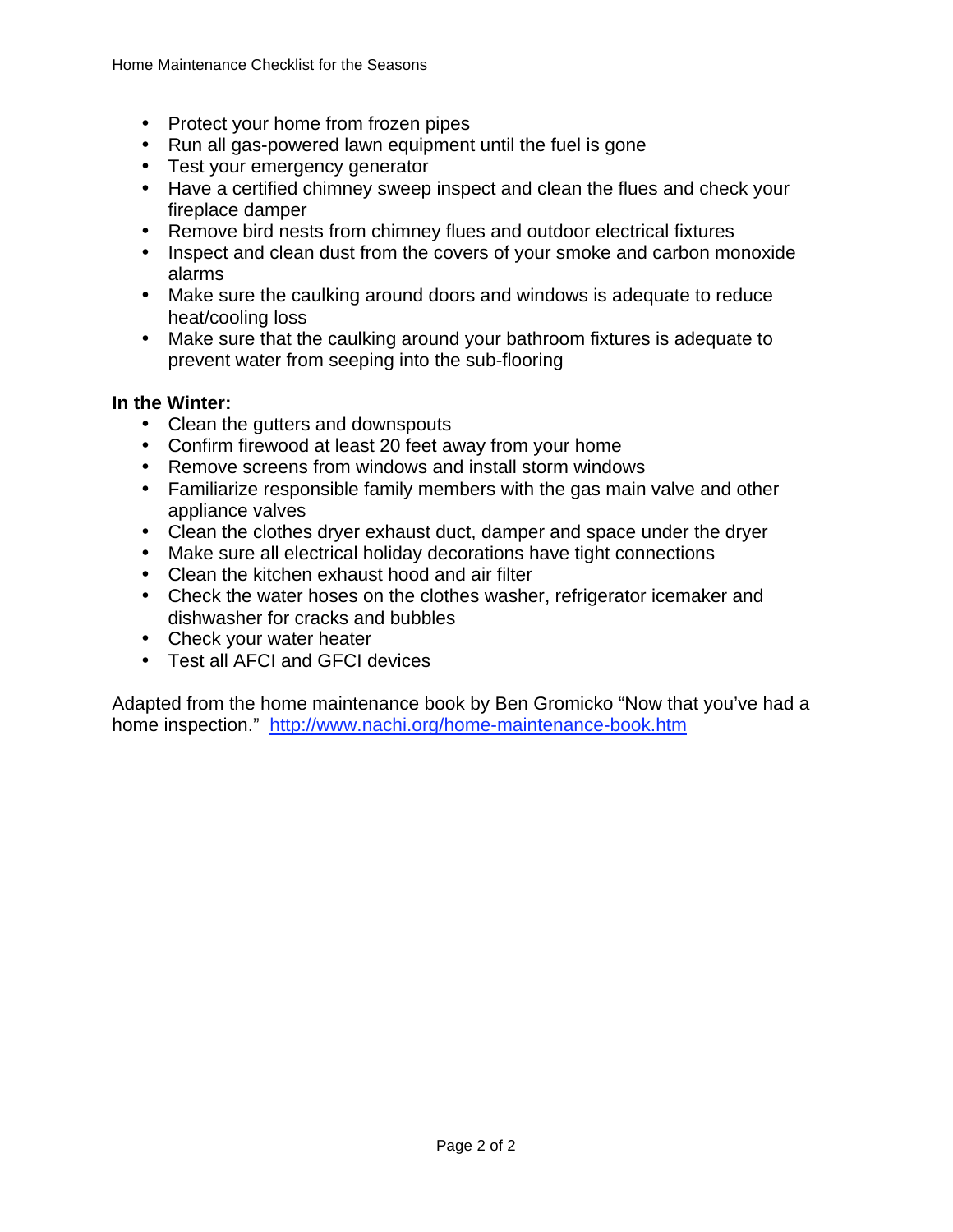- Protect your home from frozen pipes
- Run all gas-powered lawn equipment until the fuel is gone
- Test your emergency generator
- Have a certified chimney sweep inspect and clean the flues and check your fireplace damper
- Remove bird nests from chimney flues and outdoor electrical fixtures
- Inspect and clean dust from the covers of your smoke and carbon monoxide alarms
- Make sure the caulking around doors and windows is adequate to reduce heat/cooling loss
- Make sure that the caulking around your bathroom fixtures is adequate to prevent water from seeping into the sub-flooring

**In the Winter:**

- Clean the gutters and downspouts
- Confirm firewood at least 20 feet away from your home
- Remove screens from windows and install storm windows
- Familiarize responsible family members with the gas main valve and other appliance valves
- Clean the clothes dryer exhaust duct, damper and space under the dryer
- Make sure all electrical holiday decorations have tight connections
- Clean the kitchen exhaust hood and air filter
- Check the water hoses on the clothes washer, refrigerator icemaker and dishwasher for cracks and bubbles
- Check your water heater
- Test all AFCI and GFCI devices

Adapted from the home maintenance book by Ben Gromicko "Now that you've had a home inspection." http://www.nachi.org/home-maintenance-book.htm